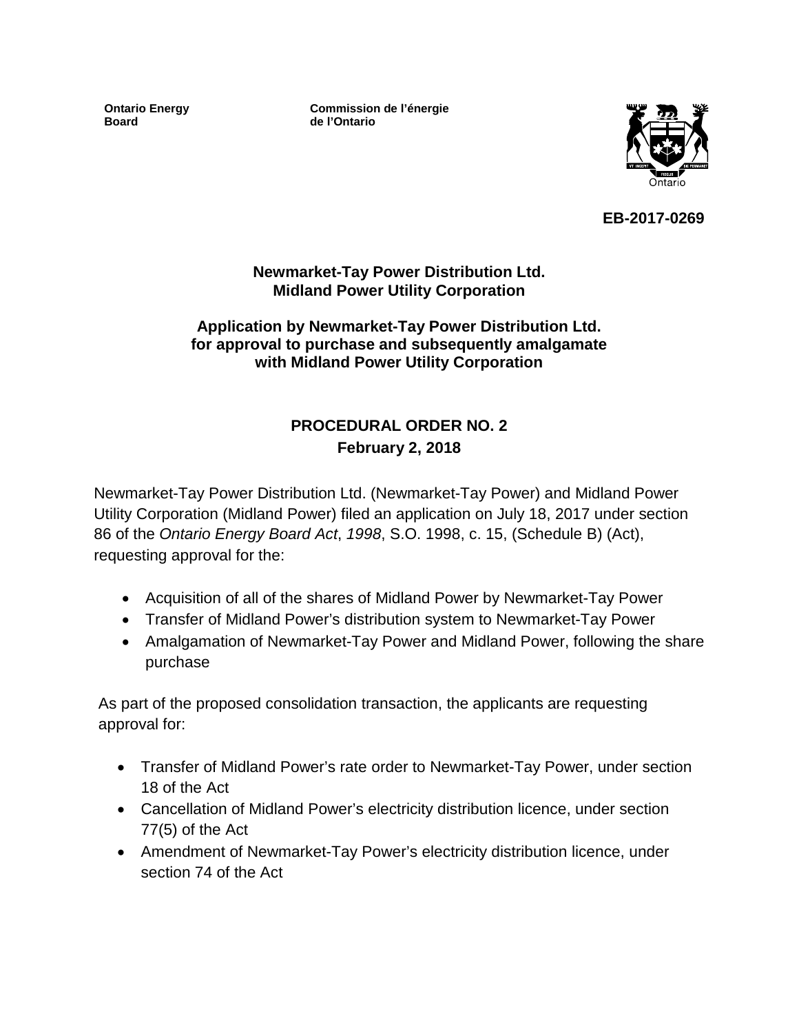**Ontario Energy Board**

**Commission de l'énergie de l'Ontario**

**EB-2017-0269**

**Newmarket-Tay Power Distribution Ltd.**
**Midland Power Utility Corporation**

**Application by Newmarket-Tay Power Distribution Ltd. for approval to purchase and subsequently amalgamate with Midland Power Utility Corporation**

## PROCEDURAL ORDER NO. 2
**February 2, 2018**

Newmarket-Tay Power Distribution Ltd. (Newmarket-Tay Power) and Midland Power Utility Corporation (Midland Power) filed an application on July 18, 2017 under section 86 of the *Ontario Energy Board Act*, *1998*, S.O. 1998, c. 15, (Schedule B) (Act), requesting approval for the:

- Acquisition of all of the shares of Midland Power by Newmarket-Tay Power
- Transfer of Midland Power's distribution system to Newmarket-Tay Power
- Amalgamation of Newmarket-Tay Power and Midland Power, following the share purchase

As part of the proposed consolidation transaction, the applicants are requesting approval for:

- Transfer of Midland Power's rate order to Newmarket-Tay Power, under section 18 of the Act
- Cancellation of Midland Power's electricity distribution licence, under section 77(5) of the Act
- Amendment of Newmarket-Tay Power's electricity distribution licence, under section 74 of the Act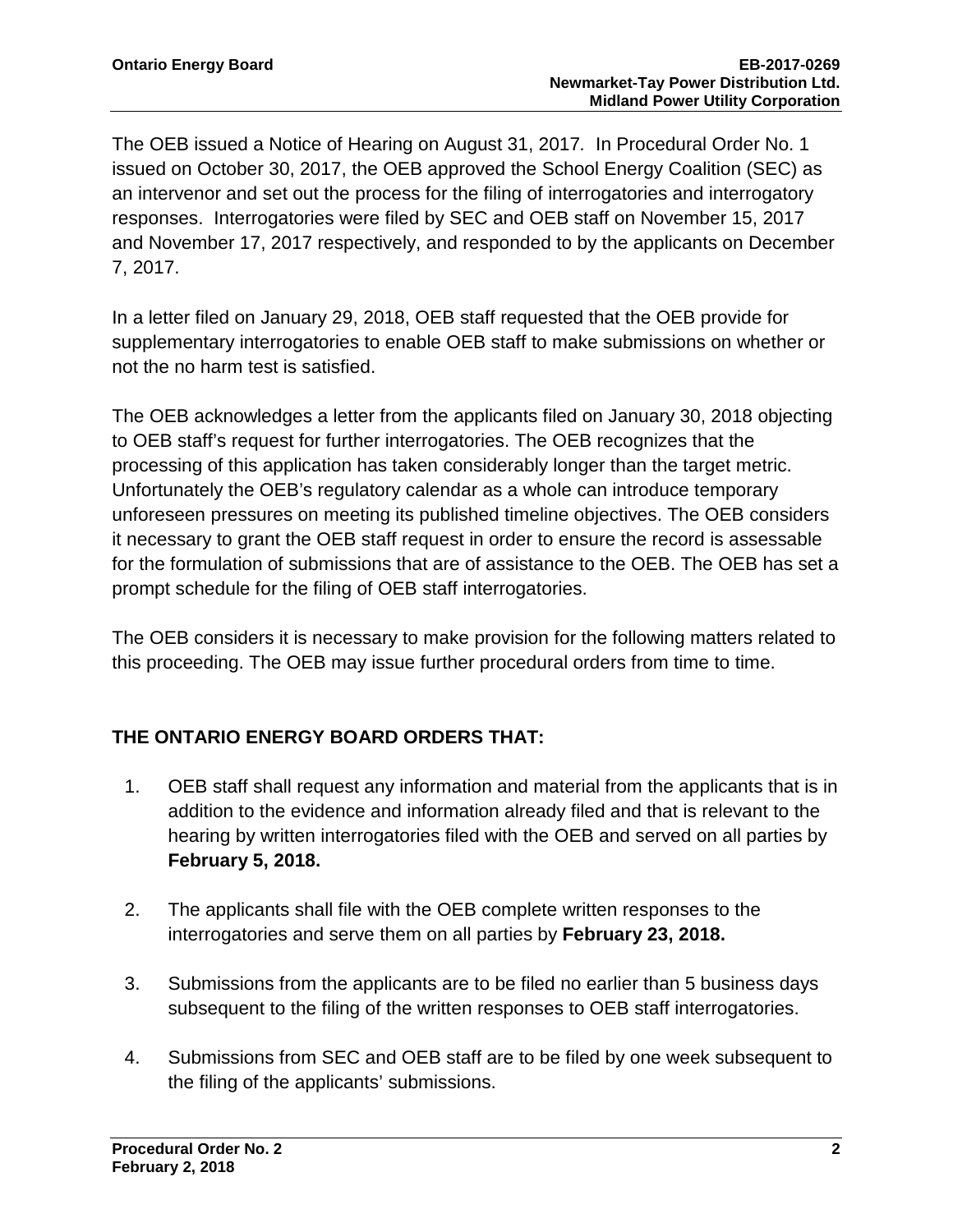The OEB issued a Notice of Hearing on August 31, 2017. In Procedural Order No. 1 issued on October 30, 2017, the OEB approved the School Energy Coalition (SEC) as an intervenor and set out the process for the filing of interrogatories and interrogatory responses. Interrogatories were filed by SEC and OEB staff on November 15, 2017 and November 17, 2017 respectively, and responded to by the applicants on December 7, 2017.

In a letter filed on January 29, 2018, OEB staff requested that the OEB provide for supplementary interrogatories to enable OEB staff to make submissions on whether or not the no harm test is satisfied.

The OEB acknowledges a letter from the applicants filed on January 30, 2018 objecting to OEB staff's request for further interrogatories. The OEB recognizes that the processing of this application has taken considerably longer than the target metric. Unfortunately the OEB's regulatory calendar as a whole can introduce temporary unforeseen pressures on meeting its published timeline objectives. The OEB considers it necessary to grant the OEB staff request in order to ensure the record is assessable for the formulation of submissions that are of assistance to the OEB. The OEB has set a prompt schedule for the filing of OEB staff interrogatories.

The OEB considers it is necessary to make provision for the following matters related to this proceeding. The OEB may issue further procedural orders from time to time.

## THE ONTARIO ENERGY BOARD ORDERS THAT:

1. OEB staff shall request any information and material from the applicants that is in addition to the evidence and information already filed and that is relevant to the hearing by written interrogatories filed with the OEB and served on all parties by **February 5, 2018.**

2. The applicants shall file with the OEB complete written responses to the interrogatories and serve them on all parties by **February 23, 2018.**

3. Submissions from the applicants are to be filed no earlier than 5 business days subsequent to the filing of the written responses to OEB staff interrogatories.

4. Submissions from SEC and OEB staff are to be filed by one week subsequent to the filing of the applicants' submissions.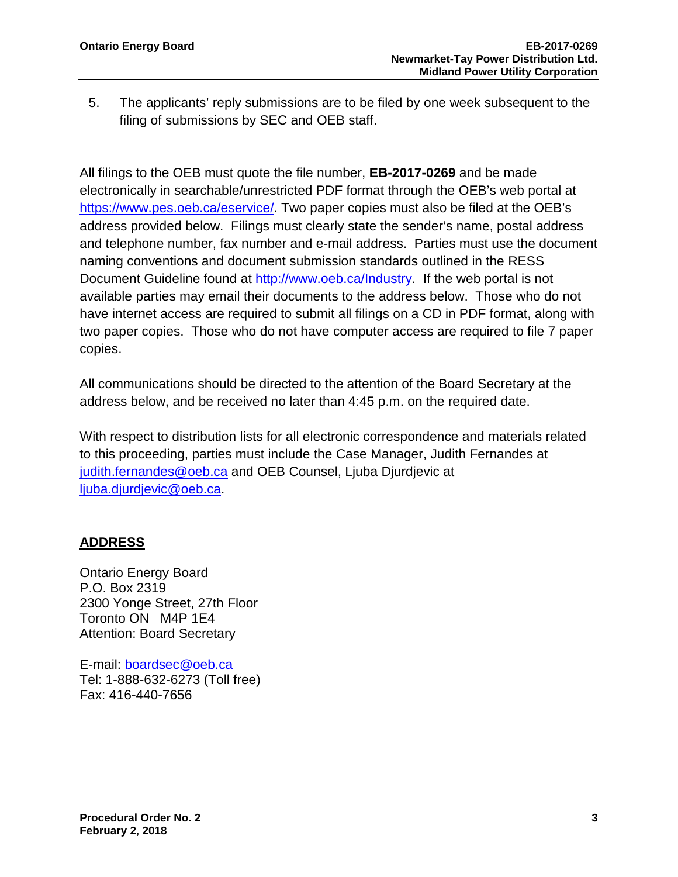5. The applicants' reply submissions are to be filed by one week subsequent to the filing of submissions by SEC and OEB staff.

All filings to the OEB must quote the file number, **EB-2017-0269** and be made electronically in searchable/unrestricted PDF format through the OEB's web portal at https://www.pes.oeb.ca/eservice/. Two paper copies must also be filed at the OEB's address provided below. Filings must clearly state the sender's name, postal address and telephone number, fax number and e-mail address. Parties must use the document naming conventions and document submission standards outlined in the RESS Document Guideline found at http://www.oeb.ca/Industry. If the web portal is not available parties may email their documents to the address below. Those who do not have internet access are required to submit all filings on a CD in PDF format, along with two paper copies. Those who do not have computer access are required to file 7 paper copies.

All communications should be directed to the attention of the Board Secretary at the address below, and be received no later than 4:45 p.m. on the required date.

With respect to distribution lists for all electronic correspondence and materials related to this proceeding, parties must include the Case Manager, Judith Fernandes at judith.fernandes@oeb.ca and OEB Counsel, Ljuba Djurdjevic at ljuba.djurdjevic@oeb.ca.

## ADDRESS

Ontario Energy Board
P.O. Box 2319
2300 Yonge Street, 27th Floor
Toronto ON M4P 1E4
Attention: Board Secretary

E-mail: boardsec@oeb.ca
Tel: 1-888-632-6273 (Toll free)
Fax: 416-440-7656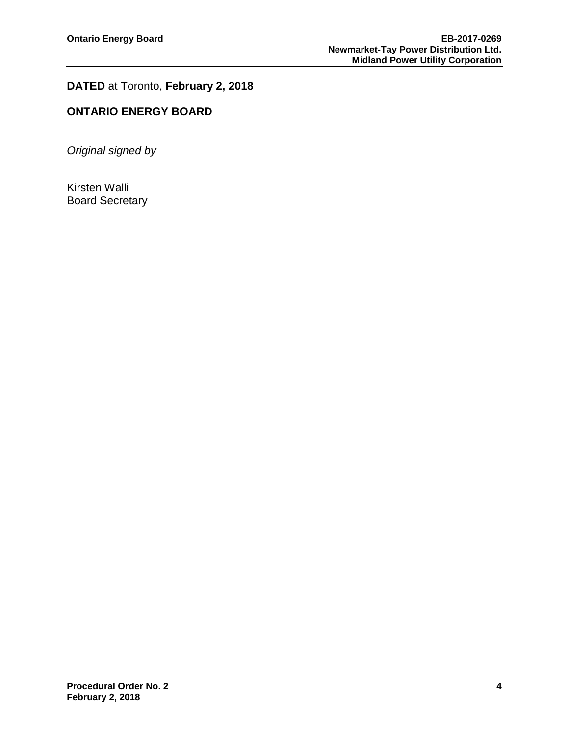**DATED** at Toronto, **February 2, 2018**

**ONTARIO ENERGY BOARD**

*Original signed by*

Kirsten Walli
Board Secretary